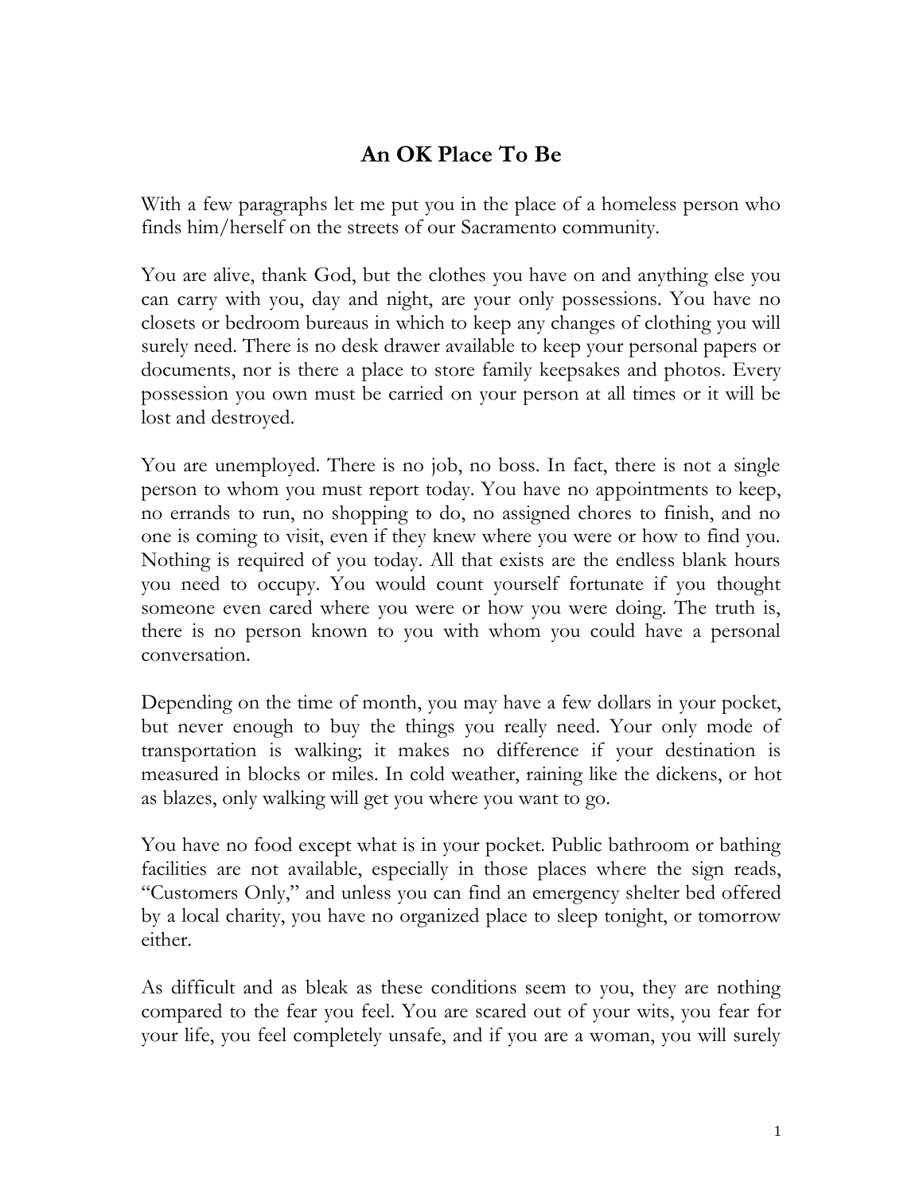# An OK Place To Be

With a few paragraphs let me put you in the place of a homeless person who finds him/herself on the streets of our Sacramento community.

You are alive, thank God, but the clothes you have on and anything else you can carry with you, day and night, are your only possessions. You have no closets or bedroom bureaus in which to keep any changes of clothing you will surely need. There is no desk drawer available to keep your personal papers or documents, nor is there a place to store family keepsakes and photos. Every possession you own must be carried on your person at all times or it will be lost and destroyed.

You are unemployed. There is no job, no boss. In fact, there is not a single person to whom you must report today. You have no appointments to keep, no errands to run, no shopping to do, no assigned chores to finish, and no one is coming to visit, even if they knew where you were or how to find you. Nothing is required of you today. All that exists are the endless blank hours you need to occupy. You would count yourself fortunate if you thought someone even cared where you were or how you were doing. The truth is, there is no person known to you with whom you could have a personal conversation.

Depending on the time of month, you may have a few dollars in your pocket, but never enough to buy the things you really need. Your only mode of transportation is walking; it makes no difference if your destination is measured in blocks or miles. In cold weather, raining like the dickens, or hot as blazes, only walking will get you where you want to go.

You have no food except what is in your pocket. Public bathroom or bathing facilities are not available, especially in those places where the sign reads, "Customers Only," and unless you can find an emergency shelter bed offered by a local charity, you have no organized place to sleep tonight, or tomorrow either.

As difficult and as bleak as these conditions seem to you, they are nothing compared to the fear you feel. You are scared out of your wits, you fear for your life, you feel completely unsafe, and if you are a woman, you will surely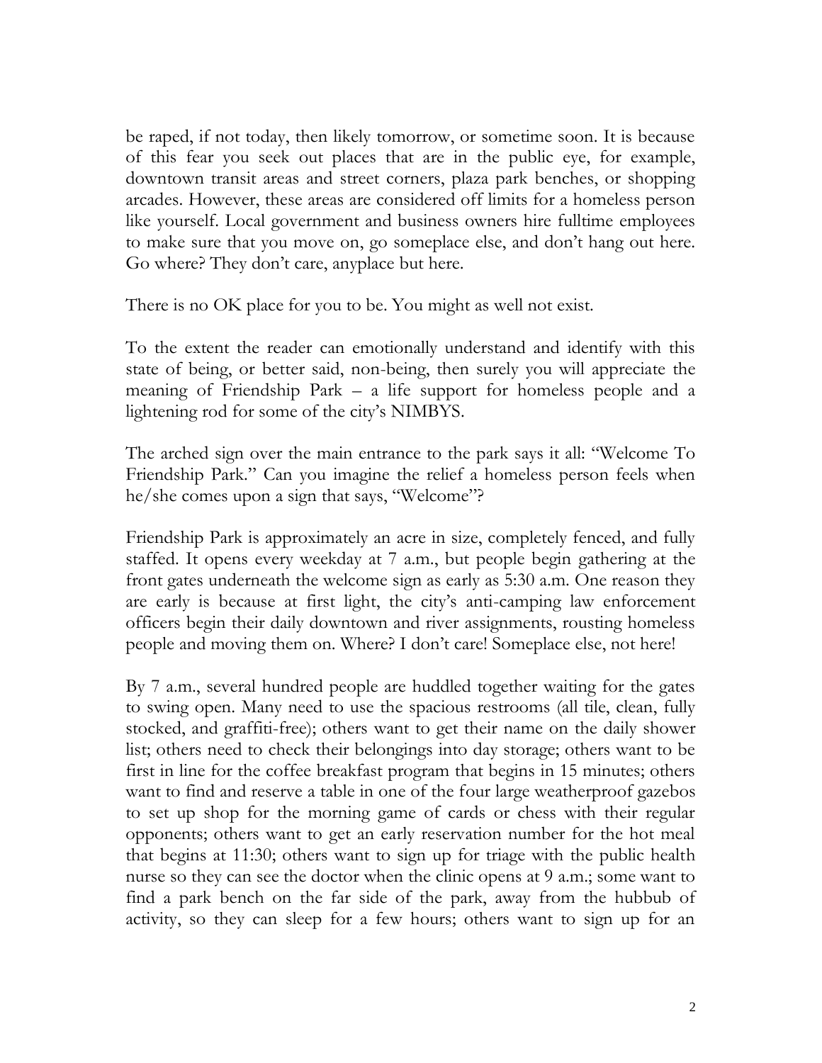be raped, if not today, then likely tomorrow, or sometime soon. It is because of this fear you seek out places that are in the public eye, for example, downtown transit areas and street corners, plaza park benches, or shopping arcades. However, these areas are considered off limits for a homeless person like yourself. Local government and business owners hire fulltime employees to make sure that you move on, go someplace else, and don't hang out here. Go where? They don't care, anyplace but here.

There is no OK place for you to be. You might as well not exist.

To the extent the reader can emotionally understand and identify with this state of being, or better said, non-being, then surely you will appreciate the meaning of Friendship Park – a life support for homeless people and a lightening rod for some of the city's NIMBYS.

The arched sign over the main entrance to the park says it all: "Welcome To Friendship Park." Can you imagine the relief a homeless person feels when he/she comes upon a sign that says, "Welcome"?

Friendship Park is approximately an acre in size, completely fenced, and fully staffed. It opens every weekday at 7 a.m., but people begin gathering at the front gates underneath the welcome sign as early as 5:30 a.m. One reason they are early is because at first light, the city's anti-camping law enforcement officers begin their daily downtown and river assignments, rousting homeless people and moving them on. Where? I don't care! Someplace else, not here!

By 7 a.m., several hundred people are huddled together waiting for the gates to swing open. Many need to use the spacious restrooms (all tile, clean, fully stocked, and graffiti-free); others want to get their name on the daily shower list; others need to check their belongings into day storage; others want to be first in line for the coffee breakfast program that begins in 15 minutes; others want to find and reserve a table in one of the four large weatherproof gazebos to set up shop for the morning game of cards or chess with their regular opponents; others want to get an early reservation number for the hot meal that begins at 11:30; others want to sign up for triage with the public health nurse so they can see the doctor when the clinic opens at 9 a.m.; some want to find a park bench on the far side of the park, away from the hubbub of activity, so they can sleep for a few hours; others want to sign up for an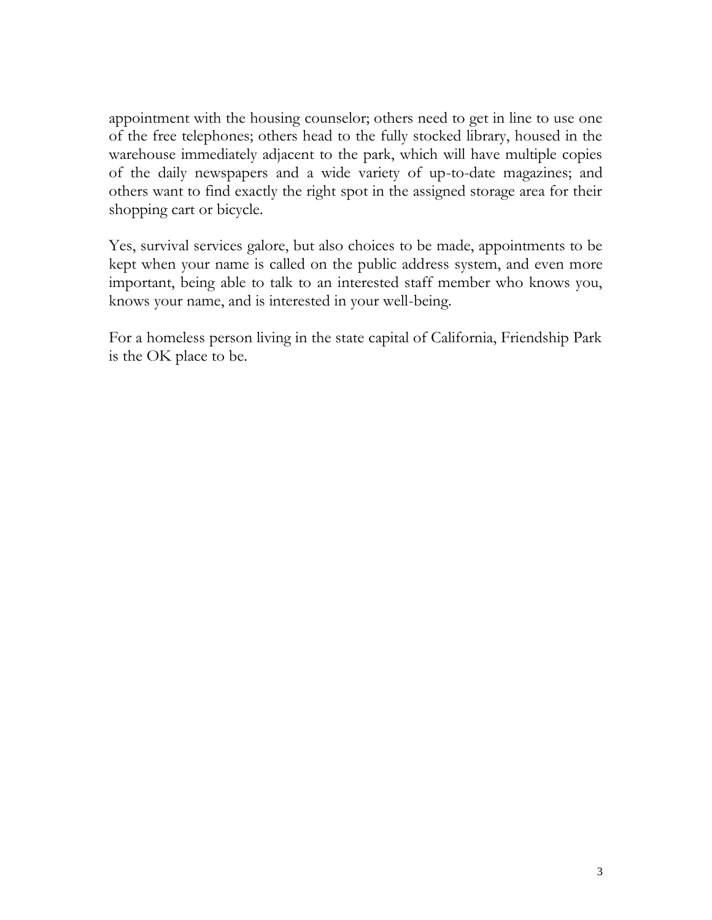appointment with the housing counselor; others need to get in line to use one of the free telephones; others head to the fully stocked library, housed in the warehouse immediately adjacent to the park, which will have multiple copies of the daily newspapers and a wide variety of up-to-date magazines; and others want to find exactly the right spot in the assigned storage area for their shopping cart or bicycle.

Yes, survival services galore, but also choices to be made, appointments to be kept when your name is called on the public address system, and even more important, being able to talk to an interested staff member who knows you, knows your name, and is interested in your well-being.

For a homeless person living in the state capital of California, Friendship Park is the OK place to be.